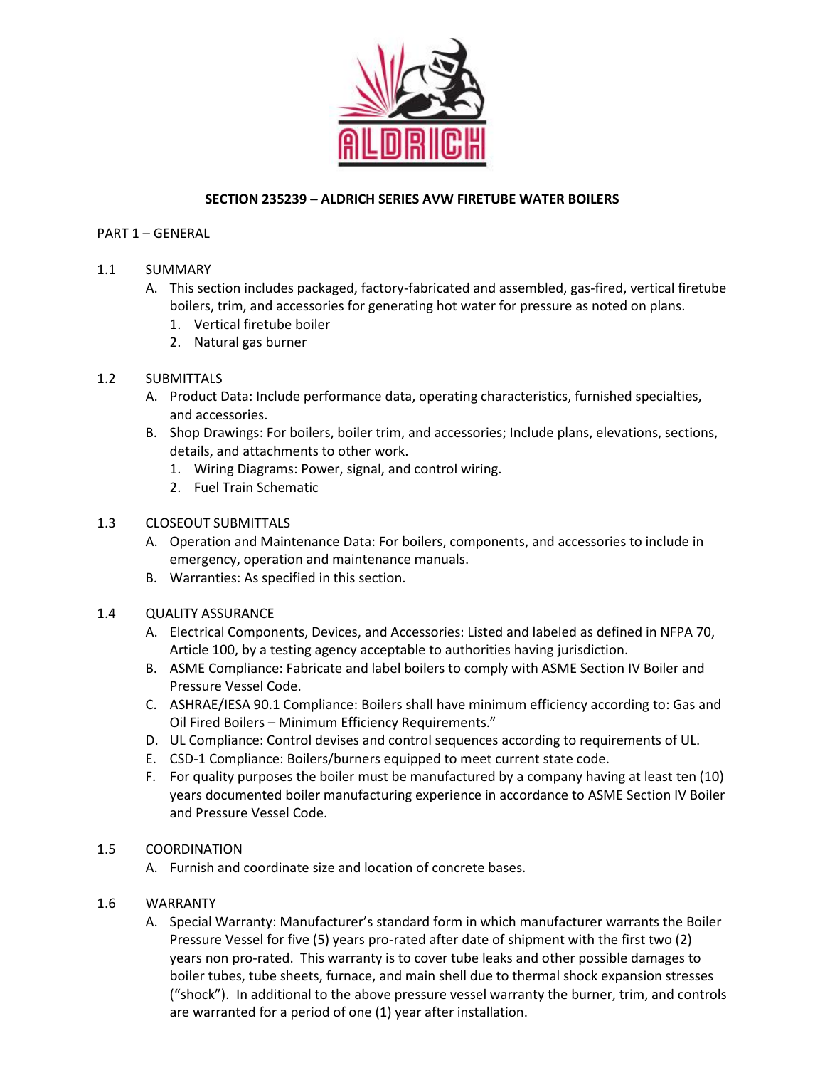# SECTION 235239 – ALDRICH SERIES AVW FIRETUBE WATER BOILERS

PART 1 – GENERAL

1.1 SUMMARY

A. This section includes packaged, factory-fabricated and assembled, gas-fired, vertical firetube boilers, trim, and accessories for generating hot water for pressure as noted on plans.
   1. Vertical firetube boiler
   2. Natural gas burner

1.2 SUBMITTALS

A. Product Data: Include performance data, operating characteristics, furnished specialties, and accessories.
B. Shop Drawings: For boilers, boiler trim, and accessories; Include plans, elevations, sections, details, and attachments to other work.
   1. Wiring Diagrams: Power, signal, and control wiring.
   2. Fuel Train Schematic

1.3 CLOSEOUT SUBMITTALS

A. Operation and Maintenance Data: For boilers, components, and accessories to include in emergency, operation and maintenance manuals.
B. Warranties: As specified in this section.

1.4 QUALITY ASSURANCE

A. Electrical Components, Devices, and Accessories: Listed and labeled as defined in NFPA 70, Article 100, by a testing agency acceptable to authorities having jurisdiction.
B. ASME Compliance: Fabricate and label boilers to comply with ASME Section IV Boiler and Pressure Vessel Code.
C. ASHRAE/IESA 90.1 Compliance: Boilers shall have minimum efficiency according to: Gas and Oil Fired Boilers – Minimum Efficiency Requirements."
D. UL Compliance: Control devises and control sequences according to requirements of UL.
E. CSD-1 Compliance: Boilers/burners equipped to meet current state code.
F. For quality purposes the boiler must be manufactured by a company having at least ten (10) years documented boiler manufacturing experience in accordance to ASME Section IV Boiler and Pressure Vessel Code.

1.5 COORDINATION

A. Furnish and coordinate size and location of concrete bases.

1.6 WARRANTY

A. Special Warranty: Manufacturer's standard form in which manufacturer warrants the Boiler Pressure Vessel for five (5) years pro-rated after date of shipment with the first two (2) years non pro-rated. This warranty is to cover tube leaks and other possible damages to boiler tubes, tube sheets, furnace, and main shell due to thermal shock expansion stresses ("shock"). In additional to the above pressure vessel warranty the burner, trim, and controls are warranted for a period of one (1) year after installation.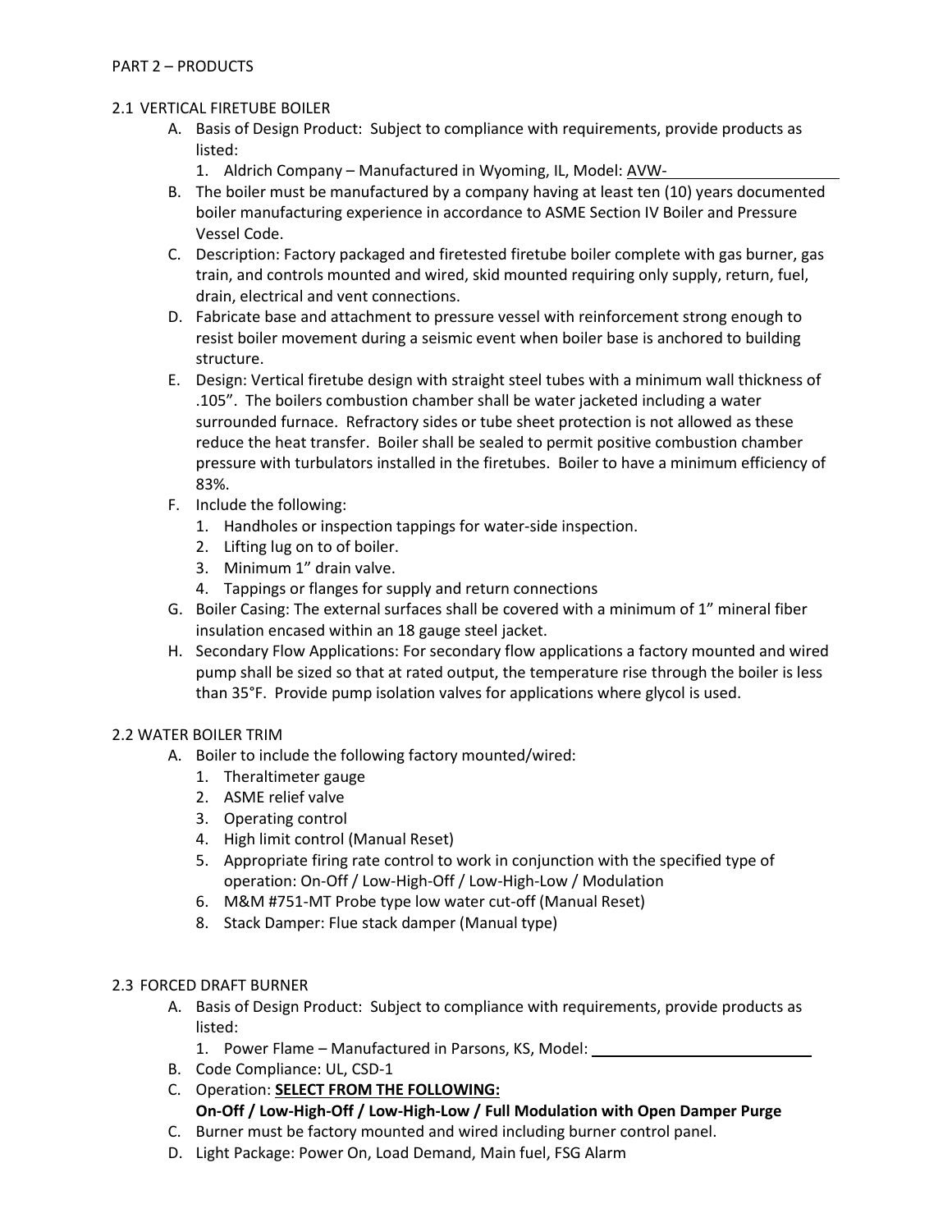PART 2 – PRODUCTS

2.1 VERTICAL FIRETUBE BOILER

A. Basis of Design Product: Subject to compliance with requirements, provide products as listed:
   1. Aldrich Company – Manufactured in Wyoming, IL, Model: AVW-\_\_\_\_\_\_\_\_\_\_\_\_\_\_\_\_\_\_\_\_
B. The boiler must be manufactured by a company having at least ten (10) years documented boiler manufacturing experience in accordance to ASME Section IV Boiler and Pressure Vessel Code.
C. Description: Factory packaged and firetested firetube boiler complete with gas burner, gas train, and controls mounted and wired, skid mounted requiring only supply, return, fuel, drain, electrical and vent connections.
D. Fabricate base and attachment to pressure vessel with reinforcement strong enough to resist boiler movement during a seismic event when boiler base is anchored to building structure.
E. Design: Vertical firetube design with straight steel tubes with a minimum wall thickness of .105". The boilers combustion chamber shall be water jacketed including a water surrounded furnace. Refractory sides or tube sheet protection is not allowed as these reduce the heat transfer. Boiler shall be sealed to permit positive combustion chamber pressure with turbulators installed in the firetubes. Boiler to have a minimum efficiency of 83%.
F. Include the following:
   1. Handholes or inspection tappings for water-side inspection.
   2. Lifting lug on to of boiler.
   3. Minimum 1" drain valve.
   4. Tappings or flanges for supply and return connections
G. Boiler Casing: The external surfaces shall be covered with a minimum of 1" mineral fiber insulation encased within an 18 gauge steel jacket.
H. Secondary Flow Applications: For secondary flow applications a factory mounted and wired pump shall be sized so that at rated output, the temperature rise through the boiler is less than 35°F. Provide pump isolation valves for applications where glycol is used.

2.2 WATER BOILER TRIM

A. Boiler to include the following factory mounted/wired:
   1. Theraltimeter gauge
   2. ASME relief valve
   3. Operating control
   4. High limit control (Manual Reset)
   5. Appropriate firing rate control to work in conjunction with the specified type of operation: On-Off / Low-High-Off / Low-High-Low / Modulation
   6. M&M #751-MT Probe type low water cut-off (Manual Reset)
   8. Stack Damper: Flue stack damper (Manual type)

2.3 FORCED DRAFT BURNER

A. Basis of Design Product: Subject to compliance with requirements, provide products as listed:
   1. Power Flame – Manufactured in Parsons, KS, Model: \_\_\_\_\_\_\_\_\_\_\_\_\_\_\_\_\_\_\_\_\_\_\_\_\_\_
B. Code Compliance: UL, CSD-1
C. Operation: **SELECT FROM THE FOLLOWING:**
   **On-Off / Low-High-Off / Low-High-Low / Full Modulation with Open Damper Purge**
C. Burner must be factory mounted and wired including burner control panel.
D. Light Package: Power On, Load Demand, Main fuel, FSG Alarm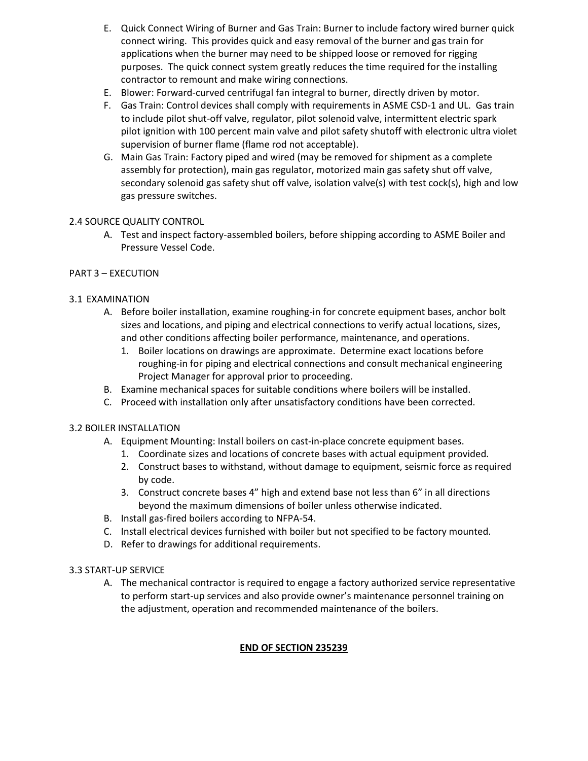E. Quick Connect Wiring of Burner and Gas Train: Burner to include factory wired burner quick connect wiring. This provides quick and easy removal of the burner and gas train for applications when the burner may need to be shipped loose or removed for rigging purposes. The quick connect system greatly reduces the time required for the installing contractor to remount and make wiring connections.

E. Blower: Forward-curved centrifugal fan integral to burner, directly driven by motor.

F. Gas Train: Control devices shall comply with requirements in ASME CSD-1 and UL. Gas train to include pilot shut-off valve, regulator, pilot solenoid valve, intermittent electric spark pilot ignition with 100 percent main valve and pilot safety shutoff with electronic ultra violet supervision of burner flame (flame rod not acceptable).

G. Main Gas Train: Factory piped and wired (may be removed for shipment as a complete assembly for protection), main gas regulator, motorized main gas safety shut off valve, secondary solenoid gas safety shut off valve, isolation valve(s) with test cock(s), high and low gas pressure switches.

2.4 SOURCE QUALITY CONTROL

A. Test and inspect factory-assembled boilers, before shipping according to ASME Boiler and Pressure Vessel Code.

PART 3 – EXECUTION

3.1 EXAMINATION

A. Before boiler installation, examine roughing-in for concrete equipment bases, anchor bolt sizes and locations, and piping and electrical connections to verify actual locations, sizes, and other conditions affecting boiler performance, maintenance, and operations.
   1. Boiler locations on drawings are approximate. Determine exact locations before roughing-in for piping and electrical connections and consult mechanical engineering Project Manager for approval prior to proceeding.

B. Examine mechanical spaces for suitable conditions where boilers will be installed.

C. Proceed with installation only after unsatisfactory conditions have been corrected.

3.2 BOILER INSTALLATION

A. Equipment Mounting: Install boilers on cast-in-place concrete equipment bases.
   1. Coordinate sizes and locations of concrete bases with actual equipment provided.
   2. Construct bases to withstand, without damage to equipment, seismic force as required by code.
   3. Construct concrete bases 4" high and extend base not less than 6" in all directions beyond the maximum dimensions of boiler unless otherwise indicated.

B. Install gas-fired boilers according to NFPA-54.

C. Install electrical devices furnished with boiler but not specified to be factory mounted.

D. Refer to drawings for additional requirements.

3.3 START-UP SERVICE

A. The mechanical contractor is required to engage a factory authorized service representative to perform start-up services and also provide owner's maintenance personnel training on the adjustment, operation and recommended maintenance of the boilers.

**END OF SECTION 235239**